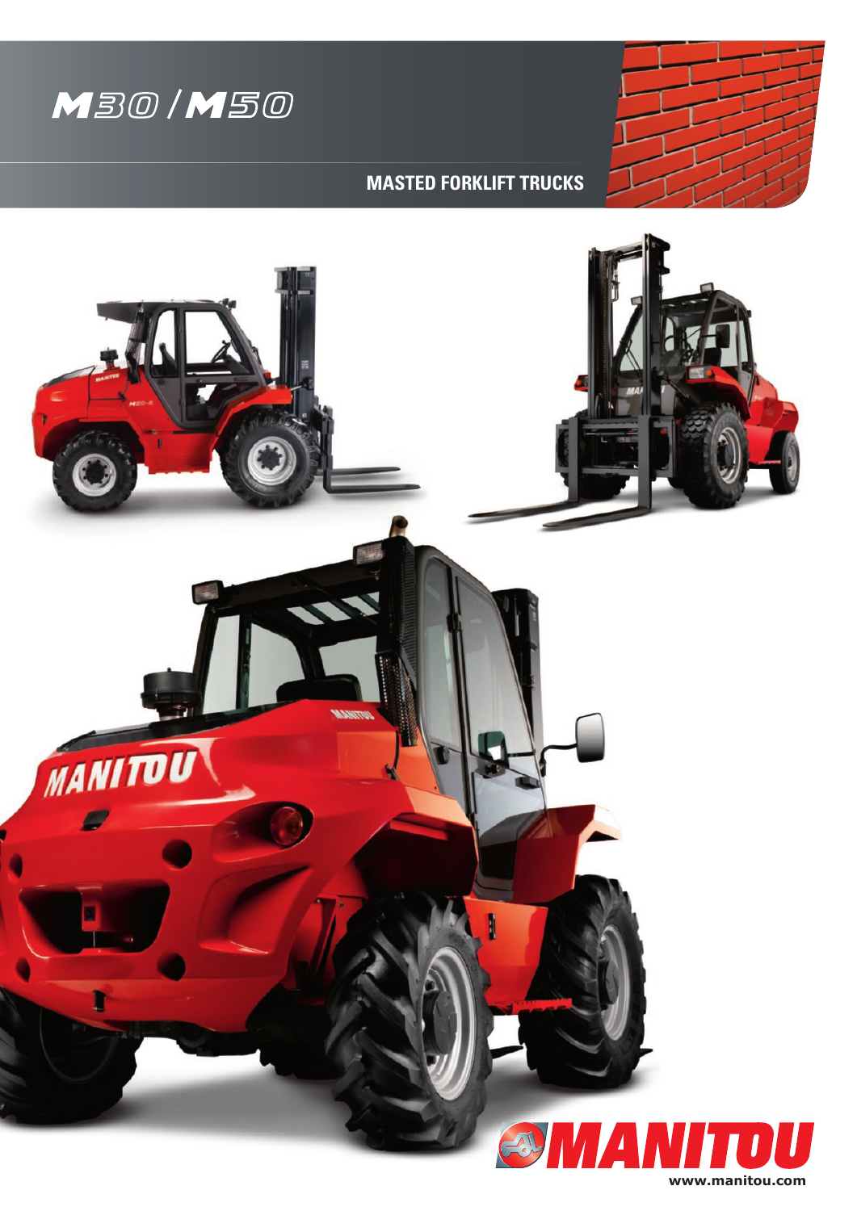# M30 / M50

## MASTED FORKLIFT TRUCKS

MANITOU

www.manitou.com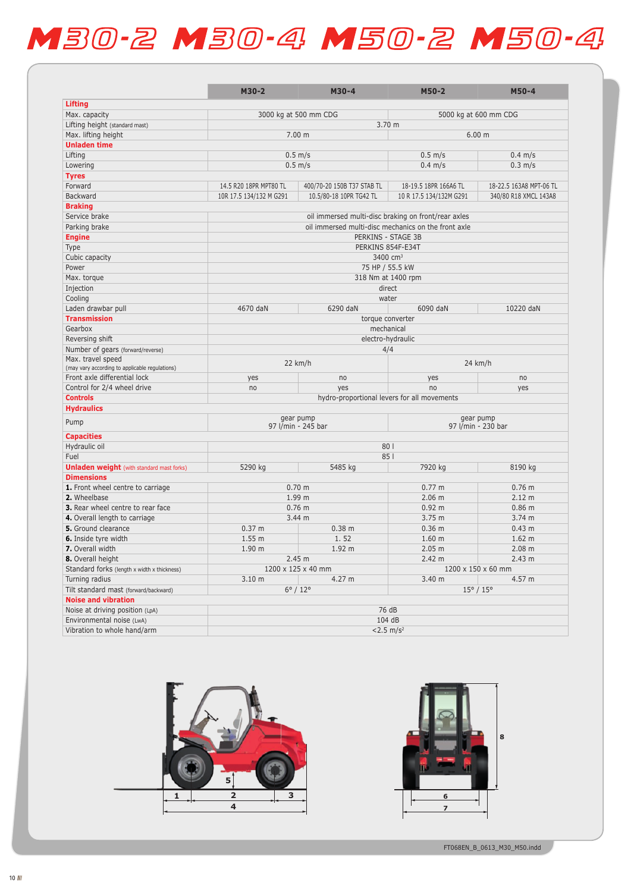# M30-2 M30-4 M50-2 M50-4

| | M30-2 | M30-4 | M50-2 | M50-4 |
|---|---|---|---|---|
| **Lifting** | | | | |
| Max. capacity | 3000 kg at 500 mm CDG | | 5000 kg at 600 mm CDG | |
| Lifting height (standard mast) | 3.70 m | | | |
| Max. lifting height | 7.00 m | | 6.00 m | |
| **Unladen time** | | | | |
| Lifting | 0.5 m/s | | 0.5 m/s | 0.4 m/s |
| Lowering | 0.5 m/s | | 0.4 m/s | 0.3 m/s |
| **Tyres** | | | | |
| Forward | 14.5 R20 18PR MPT80 TL | 400/70-20 150B T37 STAB TL | 18-19.5 18PR 166A6 TL | 18-22.5 163A8 MPT-06 TL |
| Backward | 10R 17.5 134/132 M G291 | 10.5/80-18 10PR TG42 TL | 10 R 17.5 134/132M G291 | 340/80 R18 XMCL 143A8 |
| **Braking** | | | | |
| Service brake | oil immersed multi-disc braking on front/rear axles | | | |
| Parking brake | oil immersed multi-disc mechanics on the front axle | | | |
| **Engine** | PERKINS - STAGE 3B | | | |
| Type | PERKINS 854F-E34T | | | |
| Cubic capacity | 3400 cm³ | | | |
| Power | 75 HP / 55.5 kW | | | |
| Max. torque | 318 Nm at 1400 rpm | | | |
| Injection | direct | | | |
| Cooling | water | | | |
| Laden drawbar pull | 4670 daN | 6290 daN | 6090 daN | 10220 daN |
| **Transmission** | torque converter | | | |
| Gearbox | mechanical | | | |
| Reversing shift | electro-hydraulic | | | |
| Number of gears (forward/reverse) | 4/4 | | | |
| Max. travel speed (may vary according to applicable regulations) | 22 km/h | | 24 km/h | |
| Front axle differential lock | yes | no | yes | no |
| Control for 2/4 wheel drive | no | yes | no | yes |
| **Controls** | hydro-proportional levers for all movements | | | |
| **Hydraulics** | | | | |
| Pump | gear pump 97 l/min - 245 bar | | gear pump 97 l/min - 230 bar | |
| **Capacities** | | | | |
| Hydraulic oil | 80 l | | | |
| Fuel | 85 l | | | |
| **Unladen weight** (with standard mast forks) | 5290 kg | 5485 kg | 7920 kg | 8190 kg |
| **Dimensions** | | | | |
| **1.** Front wheel centre to carriage | 0.70 m | | 0.77 m | 0.76 m |
| **2.** Wheelbase | 1.99 m | | 2.06 m | 2.12 m |
| **3.** Rear wheel centre to rear face | 0.76 m | | 0.92 m | 0.86 m |
| **4.** Overall length to carriage | 3.44 m | | 3.75 m | 3.74 m |
| **5.** Ground clearance | 0.37 m | 0.38 m | 0.36 m | 0.43 m |
| **6.** Inside tyre width | 1.55 m | 1. 52 | 1.60 m | 1.62 m |
| **7.** Overall width | 1.90 m | 1.92 m | 2.05 m | 2.08 m |
| **8.** Overall height | 2.45 m | | 2.42 m | 2.43 m |
| Standard forks (length x width x thickness) | 1200 x 125 x 40 mm | | 1200 x 150 x 60 mm | |
| Turning radius | 3.10 m | 4.27 m | 3.40 m | 4.57 m |
| Tilt standard mast (forward/backward) | 6° / 12° | | 15° / 15° | |
| **Noise and vibration** | | | | |
| Noise at driving position (LpA) | 76 dB | | | |
| Environmental noise (LwA) | 104 dB | | | |
| Vibration to whole hand/arm | <2.5 m/s² | | | |

1 2 3 4 5

6 7 8

FT068EN_B_0613_M30_M50.indd